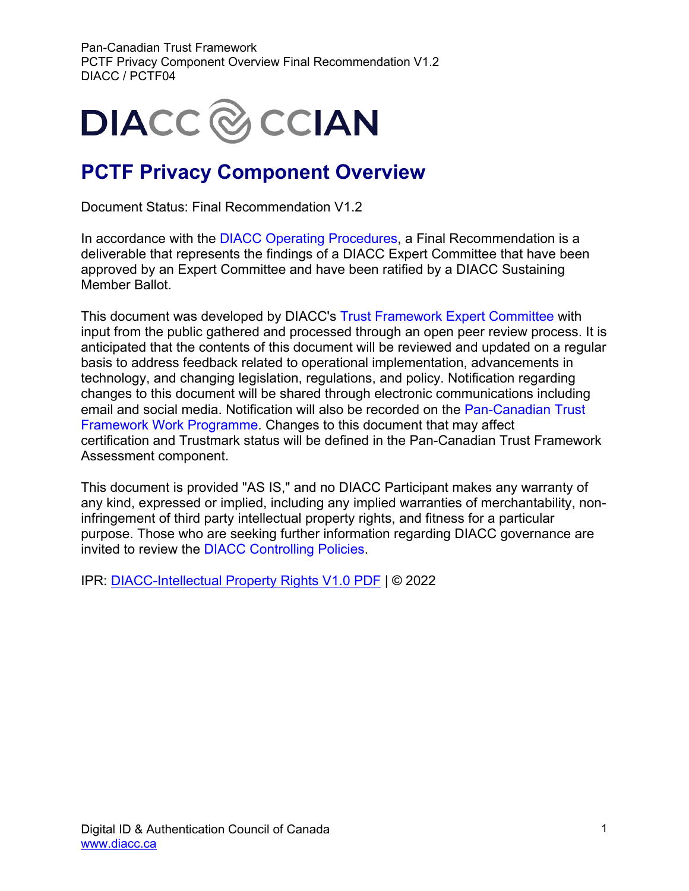# PCTF Privacy Component Overview

Document Status: Final Recommendation V1.2

In accordance with the DIACC Operating Procedures, a Final Recommendation is a deliverable that represents the findings of a DIACC Expert Committee that have been approved by an Expert Committee and have been ratified by a DIACC Sustaining Member Ballot.

This document was developed by DIACC's Trust Framework Expert Committee with input from the public gathered and processed through an open peer review process. It is anticipated that the contents of this document will be reviewed and updated on a regular basis to address feedback related to operational implementation, advancements in technology, and changing legislation, regulations, and policy. Notification regarding changes to this document will be shared through electronic communications including email and social media. Notification will also be recorded on the Pan-Canadian Trust Framework Work Programme. Changes to this document that may affect certification and Trustmark status will be defined in the Pan-Canadian Trust Framework Assessment component.

This document is provided "AS IS," and no DIACC Participant makes any warranty of any kind, expressed or implied, including any implied warranties of merchantability, non-infringement of third party intellectual property rights, and fitness for a particular purpose. Those who are seeking further information regarding DIACC governance are invited to review the DIACC Controlling Policies.

IPR: DIACC-Intellectual Property Rights V1.0 PDF | © 2022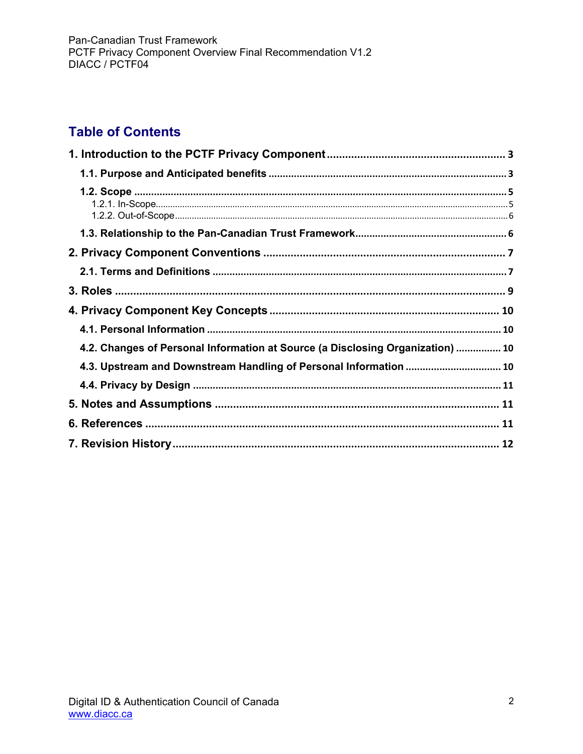## Table of Contents

**1. Introduction to the PCTF Privacy Component** .......... 3

- **1.1. Purpose and Anticipated benefits** .......... 3
- **1.2. Scope** .......... 5
  - 1.2.1. In-Scope .......... 5
  - 1.2.2. Out-of-Scope .......... 6
- **1.3. Relationship to the Pan-Canadian Trust Framework** .......... 6

**2. Privacy Component Conventions** .......... 7

- **2.1. Terms and Definitions** .......... 7

**3. Roles** .......... 9

**4. Privacy Component Key Concepts** .......... 10

- **4.1. Personal Information** .......... 10
- **4.2. Changes of Personal Information at Source (a Disclosing Organization)** .......... 10
- **4.3. Upstream and Downstream Handling of Personal Information** .......... 10
- **4.4. Privacy by Design** .......... 11

**5. Notes and Assumptions** .......... 11

**6. References** .......... 11

**7. Revision History** .......... 12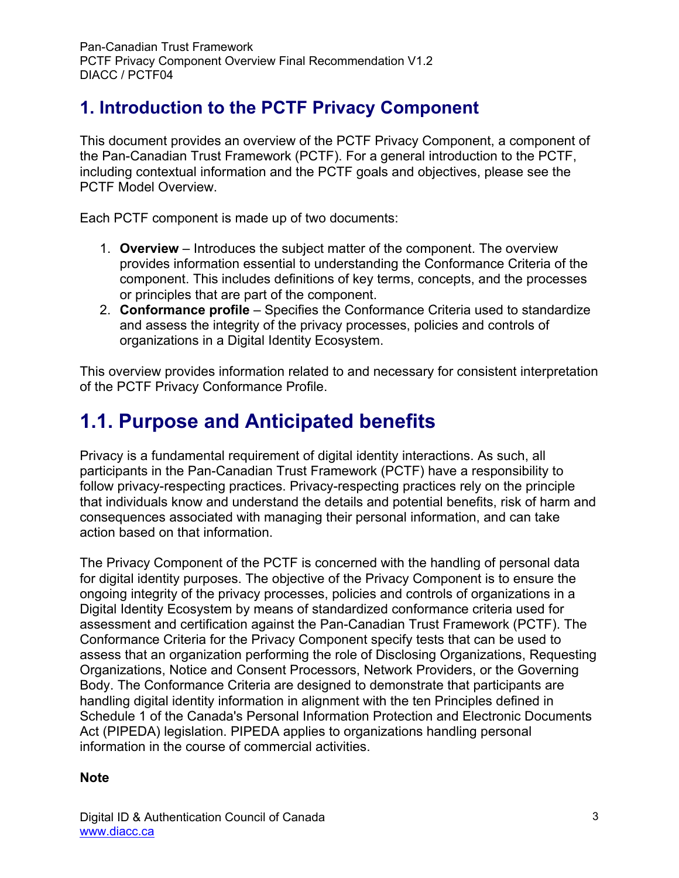# 1. Introduction to the PCTF Privacy Component

This document provides an overview of the PCTF Privacy Component, a component of the Pan-Canadian Trust Framework (PCTF). For a general introduction to the PCTF, including contextual information and the PCTF goals and objectives, please see the PCTF Model Overview.

Each PCTF component is made up of two documents:

1. **Overview** – Introduces the subject matter of the component. The overview provides information essential to understanding the Conformance Criteria of the component. This includes definitions of key terms, concepts, and the processes or principles that are part of the component.
2. **Conformance profile** – Specifies the Conformance Criteria used to standardize and assess the integrity of the privacy processes, policies and controls of organizations in a Digital Identity Ecosystem.

This overview provides information related to and necessary for consistent interpretation of the PCTF Privacy Conformance Profile.

# 1.1. Purpose and Anticipated benefits

Privacy is a fundamental requirement of digital identity interactions. As such, all participants in the Pan-Canadian Trust Framework (PCTF) have a responsibility to follow privacy-respecting practices. Privacy-respecting practices rely on the principle that individuals know and understand the details and potential benefits, risk of harm and consequences associated with managing their personal information, and can take action based on that information.

The Privacy Component of the PCTF is concerned with the handling of personal data for digital identity purposes. The objective of the Privacy Component is to ensure the ongoing integrity of the privacy processes, policies and controls of organizations in a Digital Identity Ecosystem by means of standardized conformance criteria used for assessment and certification against the Pan-Canadian Trust Framework (PCTF). The Conformance Criteria for the Privacy Component specify tests that can be used to assess that an organization performing the role of Disclosing Organizations, Requesting Organizations, Notice and Consent Processors, Network Providers, or the Governing Body. The Conformance Criteria are designed to demonstrate that participants are handling digital identity information in alignment with the ten Principles defined in Schedule 1 of the Canada's Personal Information Protection and Electronic Documents Act (PIPEDA) legislation. PIPEDA applies to organizations handling personal information in the course of commercial activities.

**Note**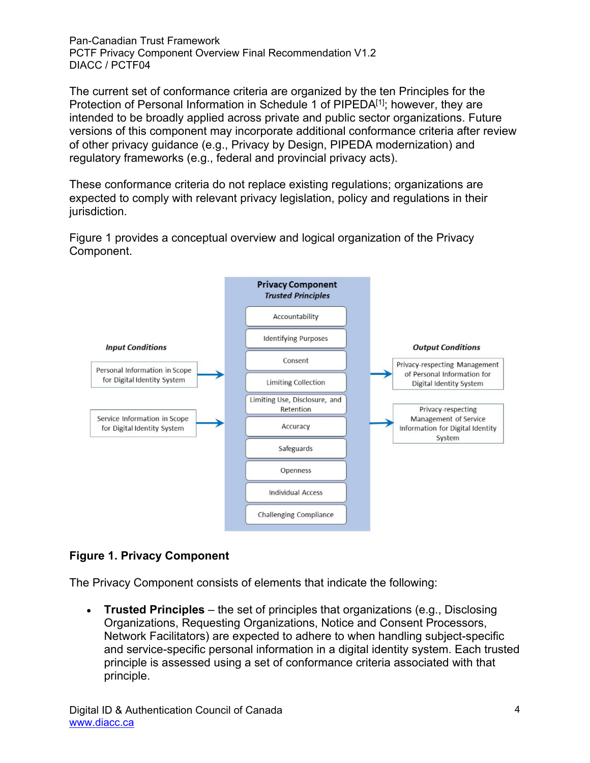The current set of conformance criteria are organized by the ten Principles for the Protection of Personal Information in Schedule 1 of PIPEDA[1]; however, they are intended to be broadly applied across private and public sector organizations. Future versions of this component may incorporate additional conformance criteria after review of other privacy guidance (e.g., Privacy by Design, PIPEDA modernization) and regulatory frameworks (e.g., federal and provincial privacy acts).

These conformance criteria do not replace existing regulations; organizations are expected to comply with relevant privacy legislation, policy and regulations in their jurisdiction.

Figure 1 provides a conceptual overview and logical organization of the Privacy Component.

**Figure 1. Privacy Component**

The Privacy Component consists of elements that indicate the following:

- **Trusted Principles** – the set of principles that organizations (e.g., Disclosing Organizations, Requesting Organizations, Notice and Consent Processors, Network Facilitators) are expected to adhere to when handling subject-specific and service-specific personal information in a digital identity system. Each trusted principle is assessed using a set of conformance criteria associated with that principle.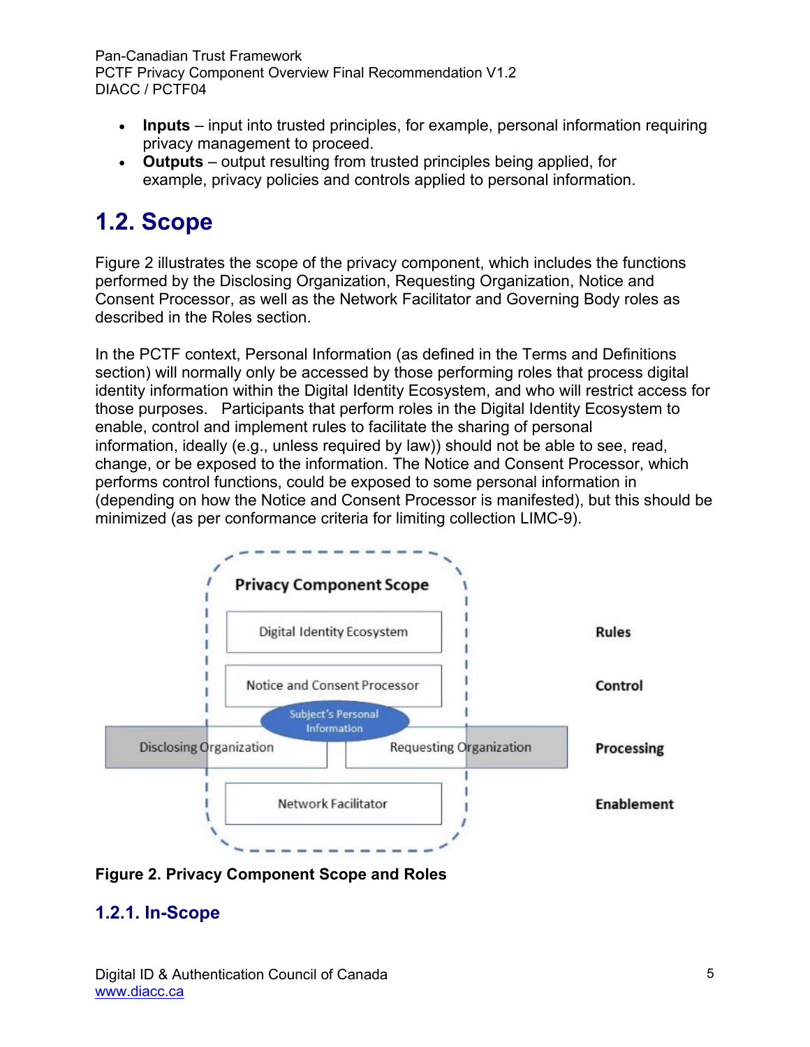- **Inputs** – input into trusted principles, for example, personal information requiring privacy management to proceed.
- **Outputs** – output resulting from trusted principles being applied, for example, privacy policies and controls applied to personal information.

## 1.2. Scope

Figure 2 illustrates the scope of the privacy component, which includes the functions performed by the Disclosing Organization, Requesting Organization, Notice and Consent Processor, as well as the Network Facilitator and Governing Body roles as described in the Roles section.

In the PCTF context, Personal Information (as defined in the Terms and Definitions section) will normally only be accessed by those performing roles that process digital identity information within the Digital Identity Ecosystem, and who will restrict access for those purposes. Participants that perform roles in the Digital Identity Ecosystem to enable, control and implement rules to facilitate the sharing of personal information, ideally (e.g., unless required by law)) should not be able to see, read, change, or be exposed to the information. The Notice and Consent Processor, which performs control functions, could be exposed to some personal information in (depending on how the Notice and Consent Processor is manifested), but this should be minimized (as per conformance criteria for limiting collection LIMC-9).

**Figure 2. Privacy Component Scope and Roles**

### 1.2.1. In-Scope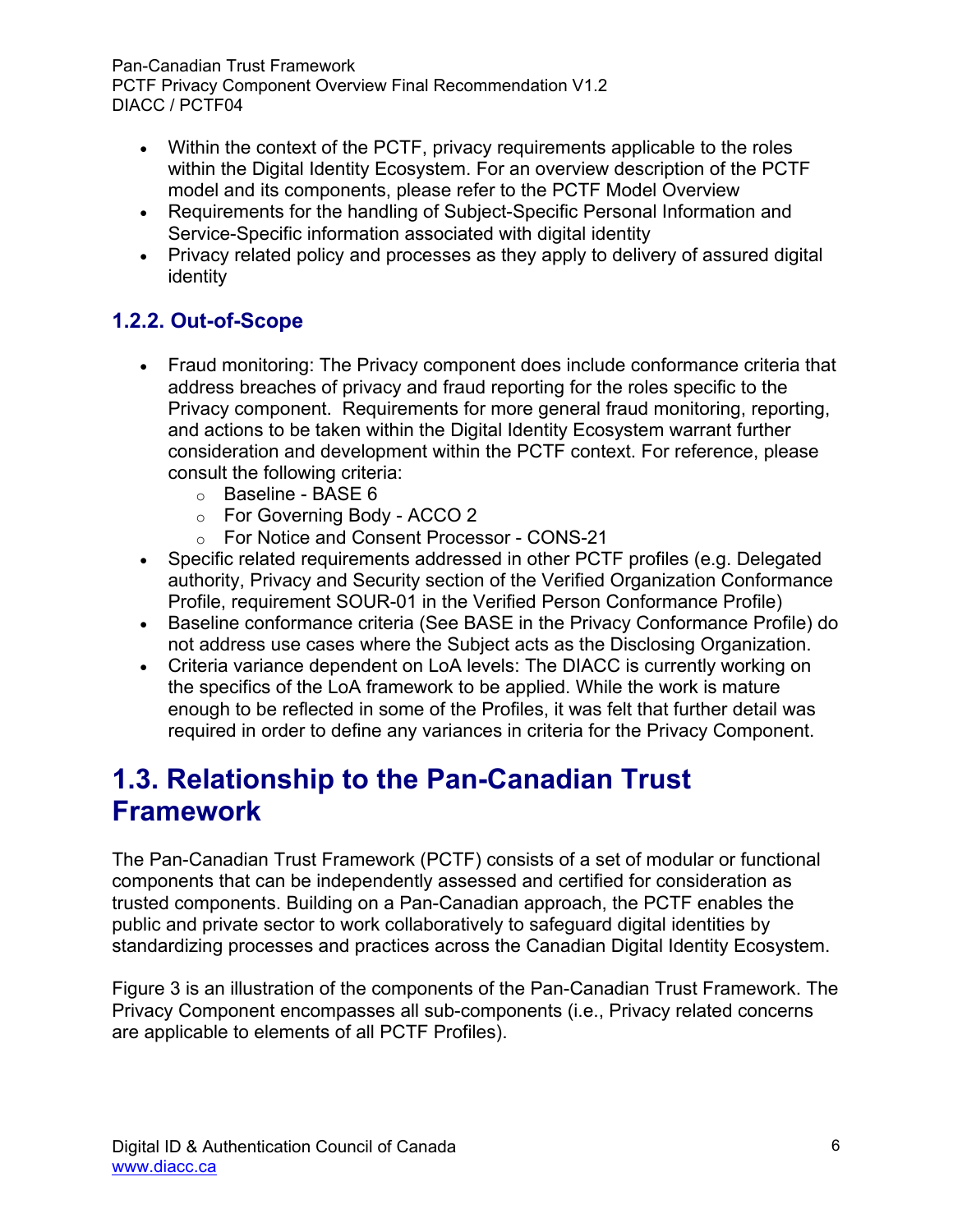- Within the context of the PCTF, privacy requirements applicable to the roles within the Digital Identity Ecosystem. For an overview description of the PCTF model and its components, please refer to the PCTF Model Overview
- Requirements for the handling of Subject-Specific Personal Information and Service-Specific information associated with digital identity
- Privacy related policy and processes as they apply to delivery of assured digital identity

### 1.2.2. Out-of-Scope

- Fraud monitoring: The Privacy component does include conformance criteria that address breaches of privacy and fraud reporting for the roles specific to the Privacy component. Requirements for more general fraud monitoring, reporting, and actions to be taken within the Digital Identity Ecosystem warrant further consideration and development within the PCTF context. For reference, please consult the following criteria:
  - Baseline - BASE 6
  - For Governing Body - ACCO 2
  - For Notice and Consent Processor - CONS-21
- Specific related requirements addressed in other PCTF profiles (e.g. Delegated authority, Privacy and Security section of the Verified Organization Conformance Profile, requirement SOUR-01 in the Verified Person Conformance Profile)
- Baseline conformance criteria (See BASE in the Privacy Conformance Profile) do not address use cases where the Subject acts as the Disclosing Organization.
- Criteria variance dependent on LoA levels: The DIACC is currently working on the specifics of the LoA framework to be applied. While the work is mature enough to be reflected in some of the Profiles, it was felt that further detail was required in order to define any variances in criteria for the Privacy Component.

## 1.3. Relationship to the Pan-Canadian Trust Framework

The Pan-Canadian Trust Framework (PCTF) consists of a set of modular or functional components that can be independently assessed and certified for consideration as trusted components. Building on a Pan-Canadian approach, the PCTF enables the public and private sector to work collaboratively to safeguard digital identities by standardizing processes and practices across the Canadian Digital Identity Ecosystem.

Figure 3 is an illustration of the components of the Pan-Canadian Trust Framework. The Privacy Component encompasses all sub-components (i.e., Privacy related concerns are applicable to elements of all PCTF Profiles).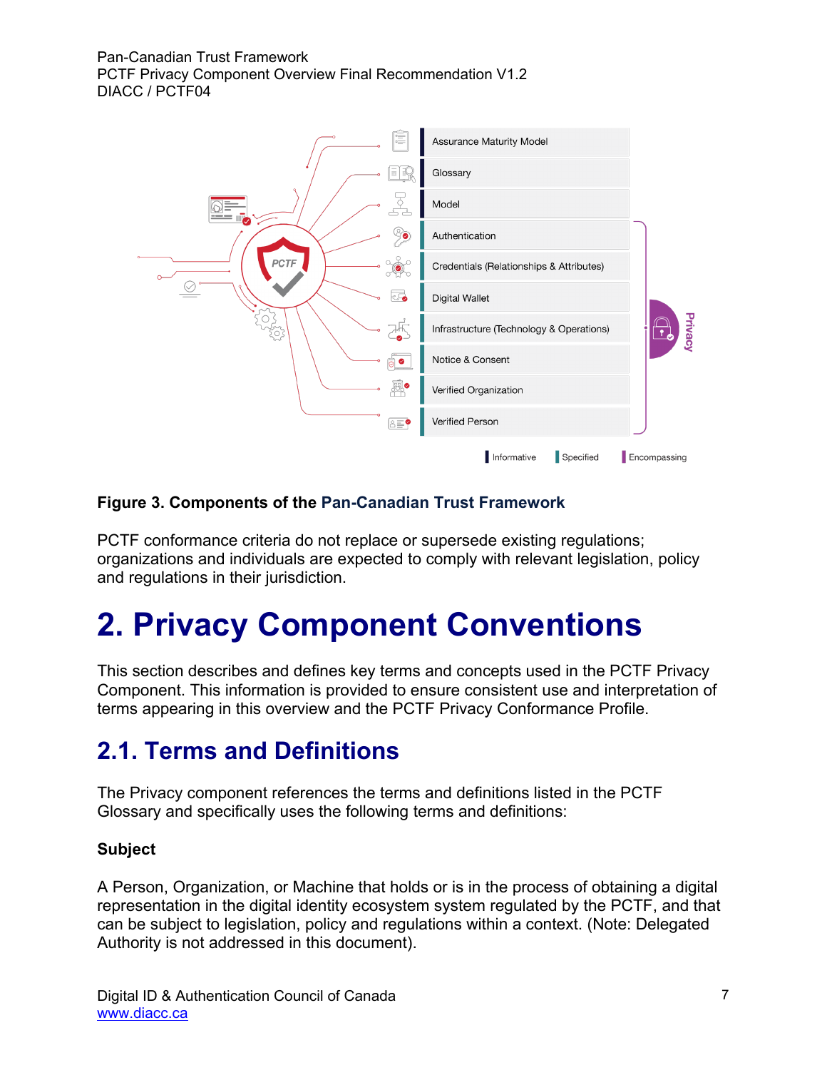**Figure 3. Components of the Pan-Canadian Trust Framework**

PCTF conformance criteria do not replace or supersede existing regulations; organizations and individuals are expected to comply with relevant legislation, policy and regulations in their jurisdiction.

# 2. Privacy Component Conventions

This section describes and defines key terms and concepts used in the PCTF Privacy Component. This information is provided to ensure consistent use and interpretation of terms appearing in this overview and the PCTF Privacy Conformance Profile.

## 2.1. Terms and Definitions

The Privacy component references the terms and definitions listed in the PCTF Glossary and specifically uses the following terms and definitions:

**Subject**

A Person, Organization, or Machine that holds or is in the process of obtaining a digital representation in the digital identity ecosystem system regulated by the PCTF, and that can be subject to legislation, policy and regulations within a context. (Note: Delegated Authority is not addressed in this document).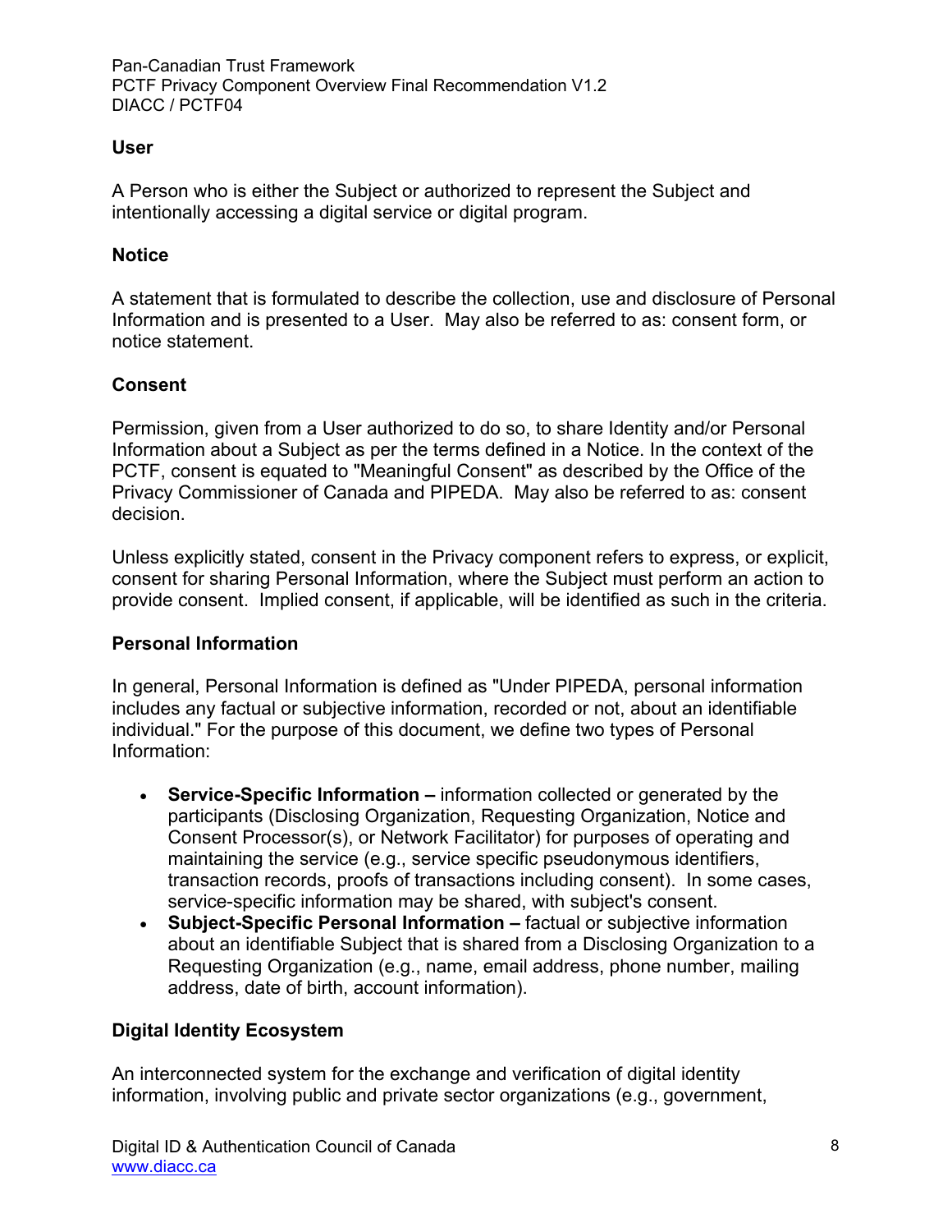### User

A Person who is either the Subject or authorized to represent the Subject and intentionally accessing a digital service or digital program.

### Notice

A statement that is formulated to describe the collection, use and disclosure of Personal Information and is presented to a User. May also be referred to as: consent form, or notice statement.

### Consent

Permission, given from a User authorized to do so, to share Identity and/or Personal Information about a Subject as per the terms defined in a Notice. In the context of the PCTF, consent is equated to "Meaningful Consent" as described by the Office of the Privacy Commissioner of Canada and PIPEDA. May also be referred to as: consent decision.

Unless explicitly stated, consent in the Privacy component refers to express, or explicit, consent for sharing Personal Information, where the Subject must perform an action to provide consent. Implied consent, if applicable, will be identified as such in the criteria.

### Personal Information

In general, Personal Information is defined as "Under PIPEDA, personal information includes any factual or subjective information, recorded or not, about an identifiable individual." For the purpose of this document, we define two types of Personal Information:

- **Service-Specific Information –** information collected or generated by the participants (Disclosing Organization, Requesting Organization, Notice and Consent Processor(s), or Network Facilitator) for purposes of operating and maintaining the service (e.g., service specific pseudonymous identifiers, transaction records, proofs of transactions including consent). In some cases, service-specific information may be shared, with subject's consent.
- **Subject-Specific Personal Information –** factual or subjective information about an identifiable Subject that is shared from a Disclosing Organization to a Requesting Organization (e.g., name, email address, phone number, mailing address, date of birth, account information).

### Digital Identity Ecosystem

An interconnected system for the exchange and verification of digital identity information, involving public and private sector organizations (e.g., government,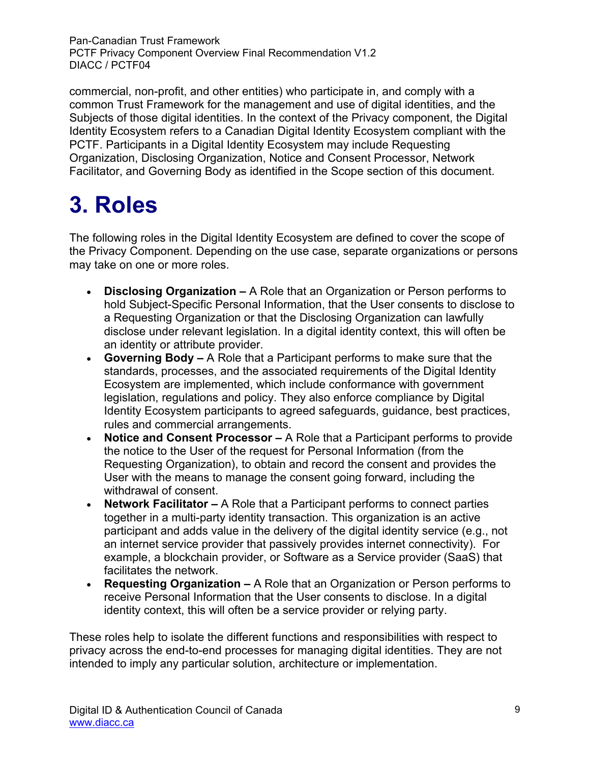commercial, non-profit, and other entities) who participate in, and comply with a common Trust Framework for the management and use of digital identities, and the Subjects of those digital identities. In the context of the Privacy component, the Digital Identity Ecosystem refers to a Canadian Digital Identity Ecosystem compliant with the PCTF. Participants in a Digital Identity Ecosystem may include Requesting Organization, Disclosing Organization, Notice and Consent Processor, Network Facilitator, and Governing Body as identified in the Scope section of this document.

# 3. Roles

The following roles in the Digital Identity Ecosystem are defined to cover the scope of the Privacy Component. Depending on the use case, separate organizations or persons may take on one or more roles.

- **Disclosing Organization –** A Role that an Organization or Person performs to hold Subject-Specific Personal Information, that the User consents to disclose to a Requesting Organization or that the Disclosing Organization can lawfully disclose under relevant legislation. In a digital identity context, this will often be an identity or attribute provider.
- **Governing Body –** A Role that a Participant performs to make sure that the standards, processes, and the associated requirements of the Digital Identity Ecosystem are implemented, which include conformance with government legislation, regulations and policy. They also enforce compliance by Digital Identity Ecosystem participants to agreed safeguards, guidance, best practices, rules and commercial arrangements.
- **Notice and Consent Processor –** A Role that a Participant performs to provide the notice to the User of the request for Personal Information (from the Requesting Organization), to obtain and record the consent and provides the User with the means to manage the consent going forward, including the withdrawal of consent.
- **Network Facilitator –** A Role that a Participant performs to connect parties together in a multi-party identity transaction. This organization is an active participant and adds value in the delivery of the digital identity service (e.g., not an internet service provider that passively provides internet connectivity). For example, a blockchain provider, or Software as a Service provider (SaaS) that facilitates the network.
- **Requesting Organization –** A Role that an Organization or Person performs to receive Personal Information that the User consents to disclose. In a digital identity context, this will often be a service provider or relying party.

These roles help to isolate the different functions and responsibilities with respect to privacy across the end-to-end processes for managing digital identities. They are not intended to imply any particular solution, architecture or implementation.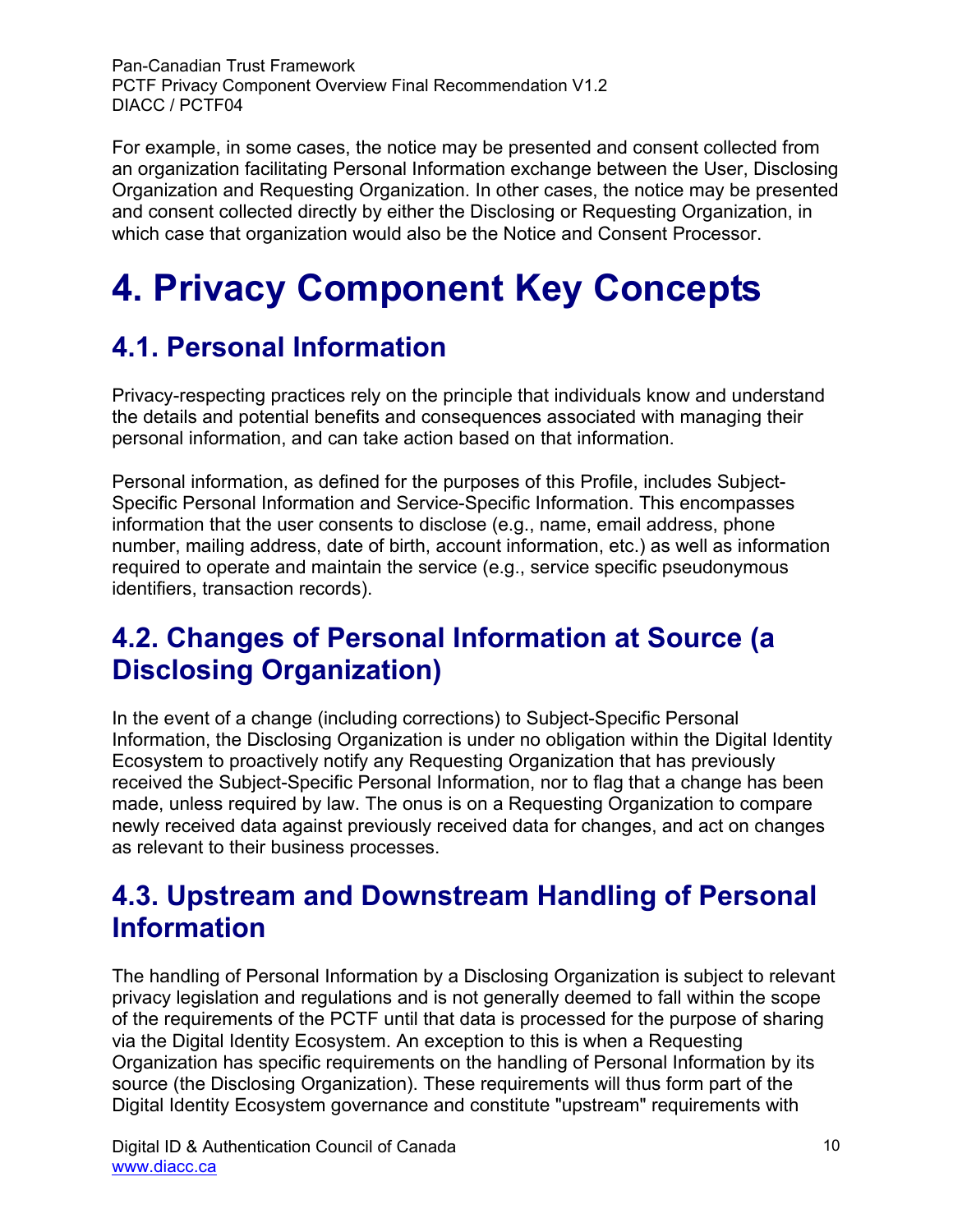For example, in some cases, the notice may be presented and consent collected from an organization facilitating Personal Information exchange between the User, Disclosing Organization and Requesting Organization. In other cases, the notice may be presented and consent collected directly by either the Disclosing or Requesting Organization, in which case that organization would also be the Notice and Consent Processor.

# 4. Privacy Component Key Concepts

## 4.1. Personal Information

Privacy-respecting practices rely on the principle that individuals know and understand the details and potential benefits and consequences associated with managing their personal information, and can take action based on that information.

Personal information, as defined for the purposes of this Profile, includes Subject-Specific Personal Information and Service-Specific Information. This encompasses information that the user consents to disclose (e.g., name, email address, phone number, mailing address, date of birth, account information, etc.) as well as information required to operate and maintain the service (e.g., service specific pseudonymous identifiers, transaction records).

## 4.2. Changes of Personal Information at Source (a Disclosing Organization)

In the event of a change (including corrections) to Subject-Specific Personal Information, the Disclosing Organization is under no obligation within the Digital Identity Ecosystem to proactively notify any Requesting Organization that has previously received the Subject-Specific Personal Information, nor to flag that a change has been made, unless required by law. The onus is on a Requesting Organization to compare newly received data against previously received data for changes, and act on changes as relevant to their business processes.

## 4.3. Upstream and Downstream Handling of Personal Information

The handling of Personal Information by a Disclosing Organization is subject to relevant privacy legislation and regulations and is not generally deemed to fall within the scope of the requirements of the PCTF until that data is processed for the purpose of sharing via the Digital Identity Ecosystem. An exception to this is when a Requesting Organization has specific requirements on the handling of Personal Information by its source (the Disclosing Organization). These requirements will thus form part of the Digital Identity Ecosystem governance and constitute "upstream" requirements with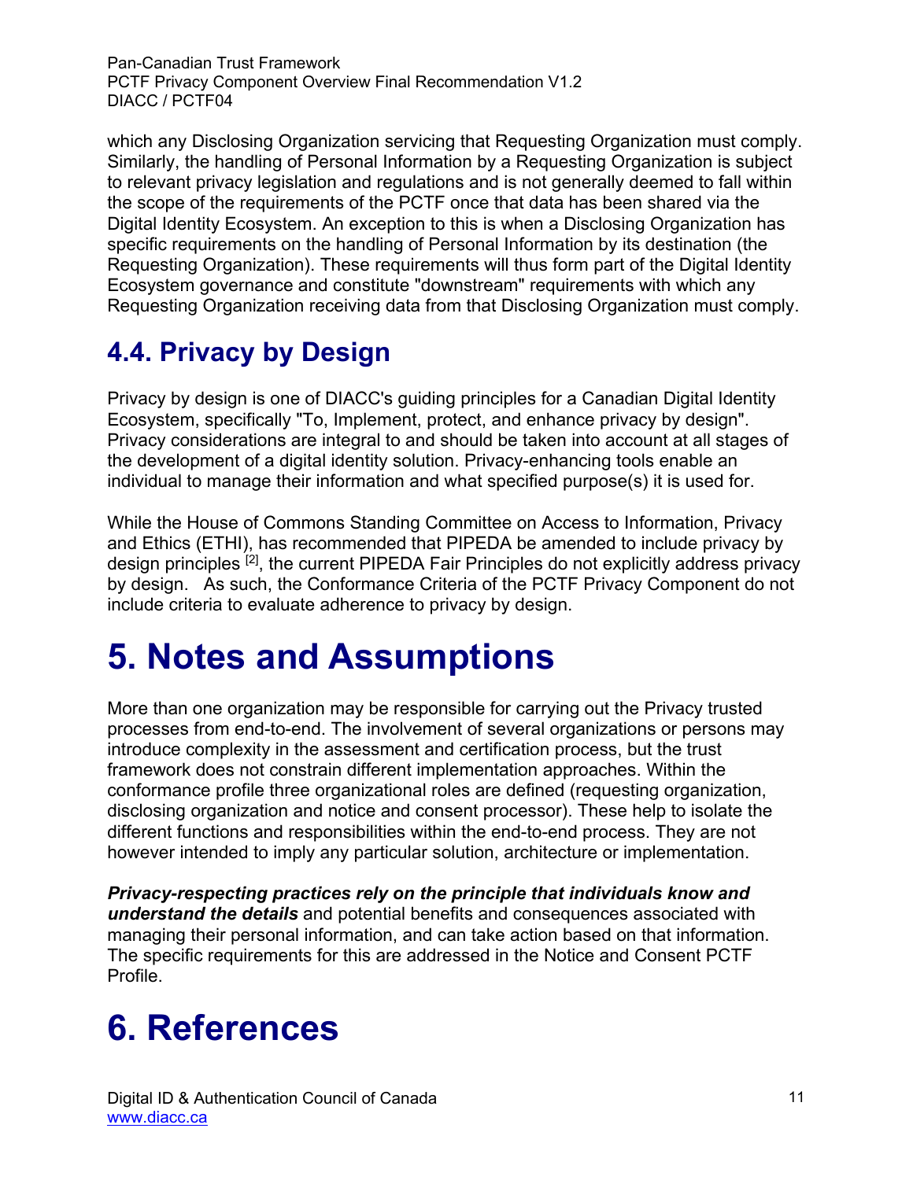which any Disclosing Organization servicing that Requesting Organization must comply. Similarly, the handling of Personal Information by a Requesting Organization is subject to relevant privacy legislation and regulations and is not generally deemed to fall within the scope of the requirements of the PCTF once that data has been shared via the Digital Identity Ecosystem. An exception to this is when a Disclosing Organization has specific requirements on the handling of Personal Information by its destination (the Requesting Organization). These requirements will thus form part of the Digital Identity Ecosystem governance and constitute "downstream" requirements with which any Requesting Organization receiving data from that Disclosing Organization must comply.

## 4.4. Privacy by Design

Privacy by design is one of DIACC's guiding principles for a Canadian Digital Identity Ecosystem, specifically "To, Implement, protect, and enhance privacy by design". Privacy considerations are integral to and should be taken into account at all stages of the development of a digital identity solution. Privacy-enhancing tools enable an individual to manage their information and what specified purpose(s) it is used for.

While the House of Commons Standing Committee on Access to Information, Privacy and Ethics (ETHI), has recommended that PIPEDA be amended to include privacy by design principles [2], the current PIPEDA Fair Principles do not explicitly address privacy by design. As such, the Conformance Criteria of the PCTF Privacy Component do not include criteria to evaluate adherence to privacy by design.

# 5. Notes and Assumptions

More than one organization may be responsible for carrying out the Privacy trusted processes from end-to-end. The involvement of several organizations or persons may introduce complexity in the assessment and certification process, but the trust framework does not constrain different implementation approaches. Within the conformance profile three organizational roles are defined (requesting organization, disclosing organization and notice and consent processor). These help to isolate the different functions and responsibilities within the end-to-end process. They are not however intended to imply any particular solution, architecture or implementation.

***Privacy-respecting practices rely on the principle that individuals know and understand the details*** and potential benefits and consequences associated with managing their personal information, and can take action based on that information. The specific requirements for this are addressed in the Notice and Consent PCTF Profile.

# 6. References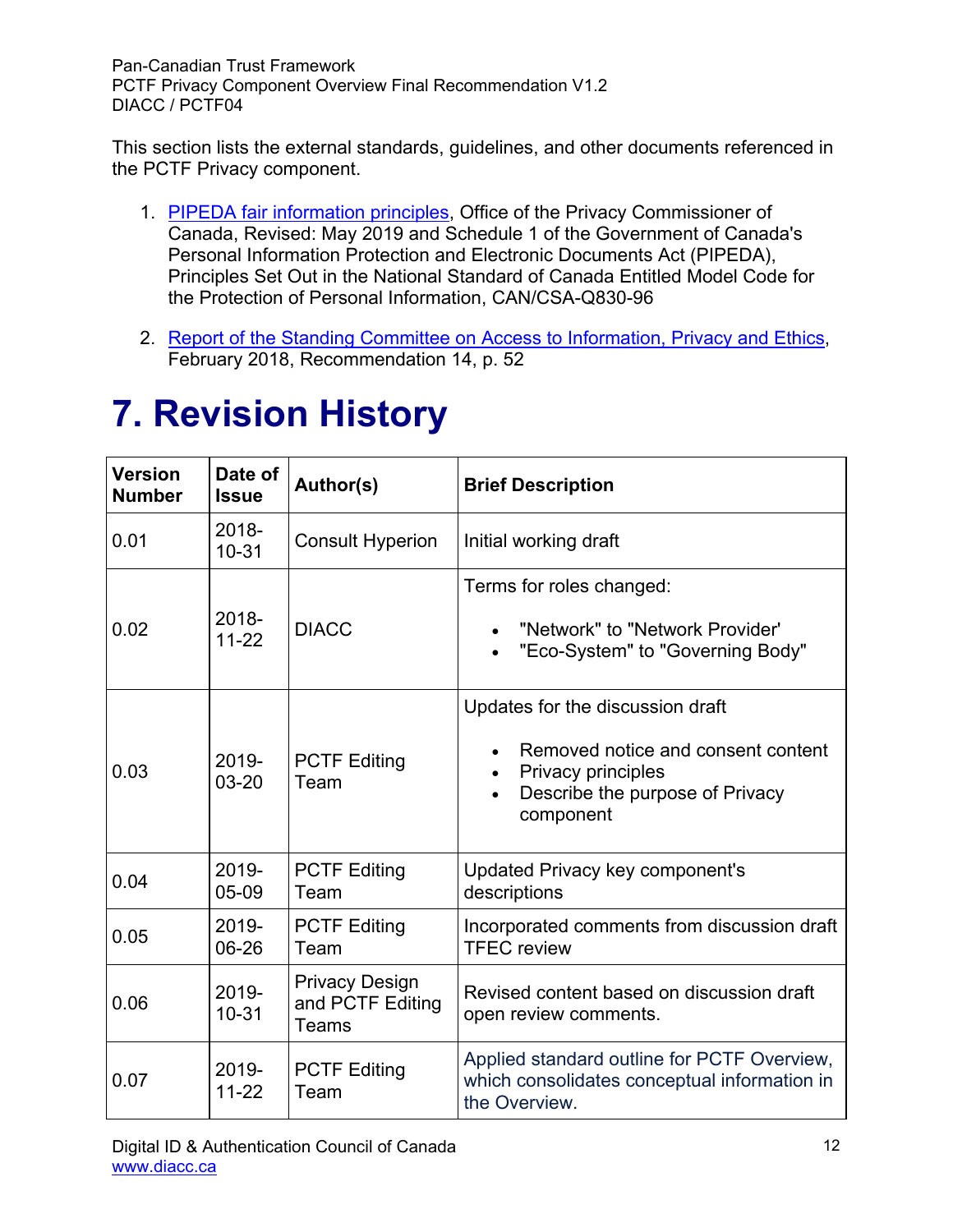This section lists the external standards, guidelines, and other documents referenced in the PCTF Privacy component.

1. PIPEDA fair information principles, Office of the Privacy Commissioner of Canada, Revised: May 2019 and Schedule 1 of the Government of Canada's Personal Information Protection and Electronic Documents Act (PIPEDA), Principles Set Out in the National Standard of Canada Entitled Model Code for the Protection of Personal Information, CAN/CSA-Q830-96
2. Report of the Standing Committee on Access to Information, Privacy and Ethics, February 2018, Recommendation 14, p. 52

# 7. Revision History

| Version Number | Date of Issue | Author(s) | Brief Description |
|---|---|---|---|
| 0.01 | 2018-10-31 | Consult Hyperion | Initial working draft |
| 0.02 | 2018-11-22 | DIACC | Terms for roles changed:<br>• "Network" to "Network Provider'<br>• "Eco-System" to "Governing Body" |
| 0.03 | 2019-03-20 | PCTF Editing Team | Updates for the discussion draft<br>• Removed notice and consent content<br>• Privacy principles<br>• Describe the purpose of Privacy component |
| 0.04 | 2019-05-09 | PCTF Editing Team | Updated Privacy key component's descriptions |
| 0.05 | 2019-06-26 | PCTF Editing Team | Incorporated comments from discussion draft TFEC review |
| 0.06 | 2019-10-31 | Privacy Design and PCTF Editing Teams | Revised content based on discussion draft open review comments. |
| 0.07 | 2019-11-22 | PCTF Editing Team | Applied standard outline for PCTF Overview, which consolidates conceptual information in the Overview. |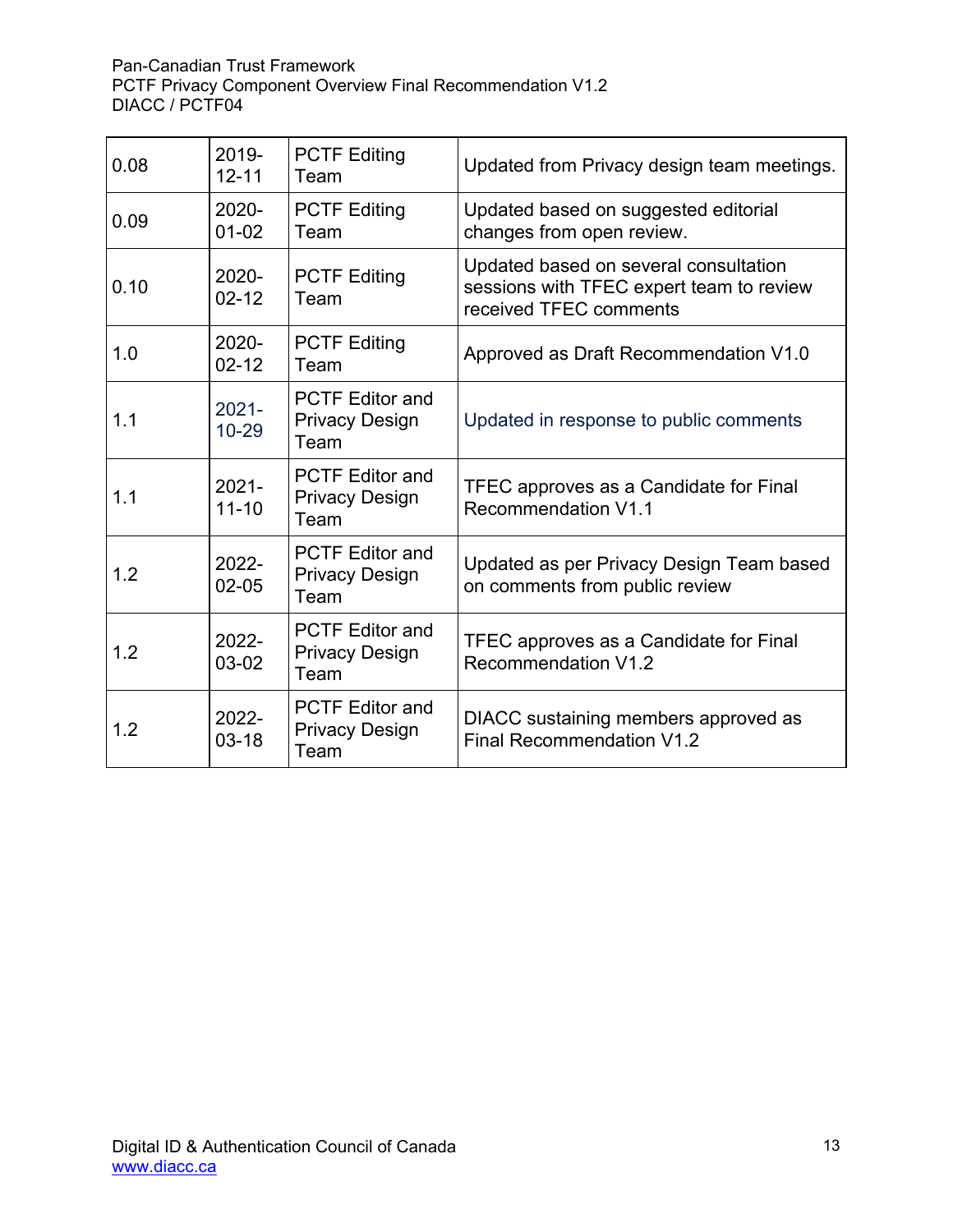| | | | |
|---|---|---|---|
| 0.08 | 2019-12-11 | PCTF Editing Team | Updated from Privacy design team meetings. |
| 0.09 | 2020-01-02 | PCTF Editing Team | Updated based on suggested editorial changes from open review. |
| 0.10 | 2020-02-12 | PCTF Editing Team | Updated based on several consultation sessions with TFEC expert team to review received TFEC comments |
| 1.0 | 2020-02-12 | PCTF Editing Team | Approved as Draft Recommendation V1.0 |
| 1.1 | 2021-10-29 | PCTF Editor and Privacy Design Team | Updated in response to public comments |
| 1.1 | 2021-11-10 | PCTF Editor and Privacy Design Team | TFEC approves as a Candidate for Final Recommendation V1.1 |
| 1.2 | 2022-02-05 | PCTF Editor and Privacy Design Team | Updated as per Privacy Design Team based on comments from public review |
| 1.2 | 2022-03-02 | PCTF Editor and Privacy Design Team | TFEC approves as a Candidate for Final Recommendation V1.2 |
| 1.2 | 2022-03-18 | PCTF Editor and Privacy Design Team | DIACC sustaining members approved as Final Recommendation V1.2 |